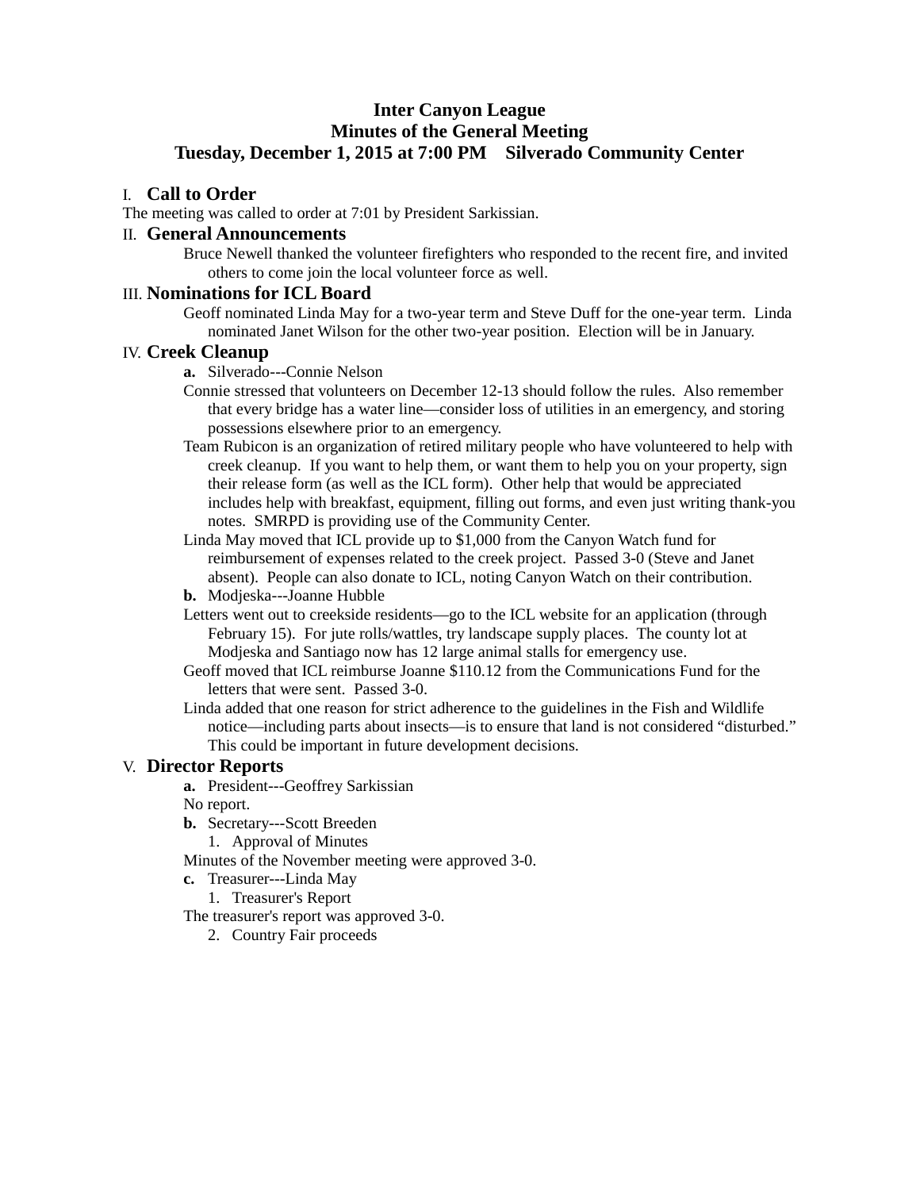# Inter Canyon League
## Minutes of the General Meeting
## Tuesday, December 1, 2015 at 7:00 PM    Silverado Community Center

## I. Call to Order

The meeting was called to order at 7:01 by President Sarkissian.

## II. General Announcements

Bruce Newell thanked the volunteer firefighters who responded to the recent fire, and invited others to come join the local volunteer force as well.

## III. Nominations for ICL Board

Geoff nominated Linda May for a two-year term and Steve Duff for the one-year term. Linda nominated Janet Wilson for the other two-year position. Election will be in January.

## IV. Creek Cleanup

**a.** Silverado---Connie Nelson

Connie stressed that volunteers on December 12-13 should follow the rules. Also remember that every bridge has a water line—consider loss of utilities in an emergency, and storing possessions elsewhere prior to an emergency.

Team Rubicon is an organization of retired military people who have volunteered to help with creek cleanup. If you want to help them, or want them to help you on your property, sign their release form (as well as the ICL form). Other help that would be appreciated includes help with breakfast, equipment, filling out forms, and even just writing thank-you notes. SMRPD is providing use of the Community Center.

Linda May moved that ICL provide up to $1,000 from the Canyon Watch fund for reimbursement of expenses related to the creek project. Passed 3-0 (Steve and Janet absent). People can also donate to ICL, noting Canyon Watch on their contribution.

**b.** Modjeska---Joanne Hubble

Letters went out to creekside residents—go to the ICL website for an application (through February 15). For jute rolls/wattles, try landscape supply places. The county lot at Modjeska and Santiago now has 12 large animal stalls for emergency use.

Geoff moved that ICL reimburse Joanne $110.12 from the Communications Fund for the letters that were sent. Passed 3-0.

Linda added that one reason for strict adherence to the guidelines in the Fish and Wildlife notice—including parts about insects—is to ensure that land is not considered "disturbed." This could be important in future development decisions.

## V. Director Reports

**a.** President---Geoffrey Sarkissian

No report.

**b.** Secretary---Scott Breeden

1. Approval of Minutes

Minutes of the November meeting were approved 3-0.

**c.** Treasurer---Linda May

1. Treasurer's Report

The treasurer's report was approved 3-0.

2. Country Fair proceeds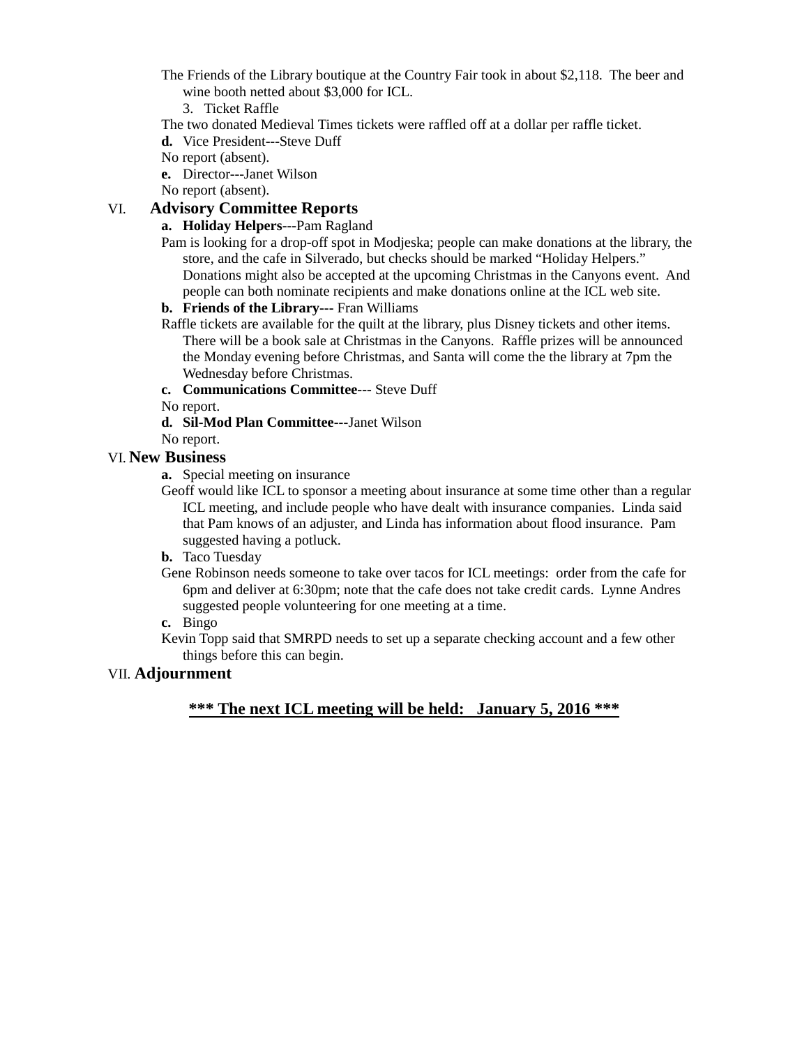The Friends of the Library boutique at the Country Fair took in about $2,118. The beer and wine booth netted about $3,000 for ICL.

3. Ticket Raffle

The two donated Medieval Times tickets were raffled off at a dollar per raffle ticket.

**d.** Vice President---Steve Duff

No report (absent).

**e.** Director---Janet Wilson

No report (absent).

## VI. Advisory Committee Reports

**a. Holiday Helpers---**Pam Ragland

Pam is looking for a drop-off spot in Modjeska; people can make donations at the library, the store, and the cafe in Silverado, but checks should be marked "Holiday Helpers." Donations might also be accepted at the upcoming Christmas in the Canyons event. And people can both nominate recipients and make donations online at the ICL web site.

**b. Friends of the Library---** Fran Williams

Raffle tickets are available for the quilt at the library, plus Disney tickets and other items. There will be a book sale at Christmas in the Canyons. Raffle prizes will be announced the Monday evening before Christmas, and Santa will come the the library at 7pm the Wednesday before Christmas.

**c. Communications Committee---** Steve Duff

No report.

**d. Sil-Mod Plan Committee---**Janet Wilson

No report.

## VI. New Business

**a.** Special meeting on insurance

Geoff would like ICL to sponsor a meeting about insurance at some time other than a regular ICL meeting, and include people who have dealt with insurance companies. Linda said that Pam knows of an adjuster, and Linda has information about flood insurance. Pam suggested having a potluck.

**b.** Taco Tuesday

Gene Robinson needs someone to take over tacos for ICL meetings: order from the cafe for 6pm and deliver at 6:30pm; note that the cafe does not take credit cards. Lynne Andres suggested people volunteering for one meeting at a time.

**c.** Bingo

Kevin Topp said that SMRPD needs to set up a separate checking account and a few other things before this can begin.

## VII. Adjournment

**\*\*\* The next ICL meeting will be held: January 5, 2016 \*\*\***